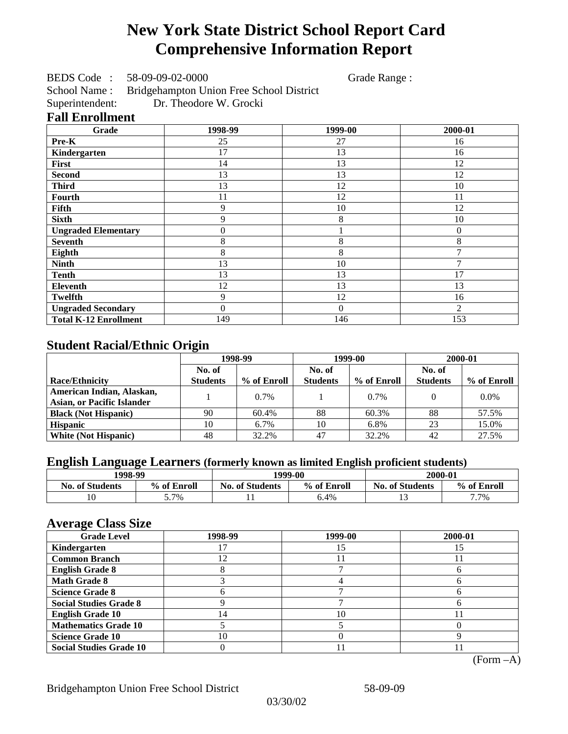# New York State District School Report Card
# Comprehensive Information Report

BEDS Code : 58-09-09-02-0000 Grade Range :

School Name : Bridgehampton Union Free School District

Superintendent: Dr. Theodore W. Grocki

## Fall Enrollment

| Grade | 1998-99 | 1999-00 | 2000-01 |
|---|---|---|---|
| Pre-K | 25 | 27 | 16 |
| Kindergarten | 17 | 13 | 16 |
| First | 14 | 13 | 12 |
| Second | 13 | 13 | 12 |
| Third | 13 | 12 | 10 |
| Fourth | 11 | 12 | 11 |
| Fifth | 9 | 10 | 12 |
| Sixth | 9 | 8 | 10 |
| Ungraded Elementary | 0 | 1 | 0 |
| Seventh | 8 | 8 | 8 |
| Eighth | 8 | 8 | 7 |
| Ninth | 13 | 10 | 7 |
| Tenth | 13 | 13 | 17 |
| Eleventh | 12 | 13 | 13 |
| Twelfth | 9 | 12 | 16 |
| Ungraded Secondary | 0 | 0 | 2 |
| Total K-12 Enrollment | 149 | 146 | 153 |

## Student Racial/Ethnic Origin

| | 1998-99 | | 1999-00 | | 2000-01 | |
|---|---|---|---|---|---|---|
| Race/Ethnicity | No. of Students | % of Enroll | No. of Students | % of Enroll | No. of Students | % of Enroll |
| American Indian, Alaskan, Asian, or Pacific Islander | 1 | 0.7% | 1 | 0.7% | 0 | 0.0% |
| Black (Not Hispanic) | 90 | 60.4% | 88 | 60.3% | 88 | 57.5% |
| Hispanic | 10 | 6.7% | 10 | 6.8% | 23 | 15.0% |
| White (Not Hispanic) | 48 | 32.2% | 47 | 32.2% | 42 | 27.5% |

## English Language Learners (formerly known as limited English proficient students)

| 1998-99 | | 1999-00 | | 2000-01 | |
|---|---|---|---|---|---|
| No. of Students | % of Enroll | No. of Students | % of Enroll | No. of Students | % of Enroll |
| 10 | 5.7% | 11 | 6.4% | 13 | 7.7% |

## Average Class Size

| Grade Level | 1998-99 | 1999-00 | 2000-01 |
|---|---|---|---|
| Kindergarten | 17 | 15 | 15 |
| Common Branch | 12 | 11 | 11 |
| English Grade 8 | 8 | 7 | 6 |
| Math Grade 8 | 3 | 4 | 6 |
| Science Grade 8 | 6 | 7 | 6 |
| Social Studies Grade 8 | 9 | 7 | 6 |
| English Grade 10 | 14 | 10 | 11 |
| Mathematics Grade 10 | 5 | 5 | 0 |
| Science Grade 10 | 10 | 0 | 9 |
| Social Studies Grade 10 | 0 | 11 | 11 |

(Form –A)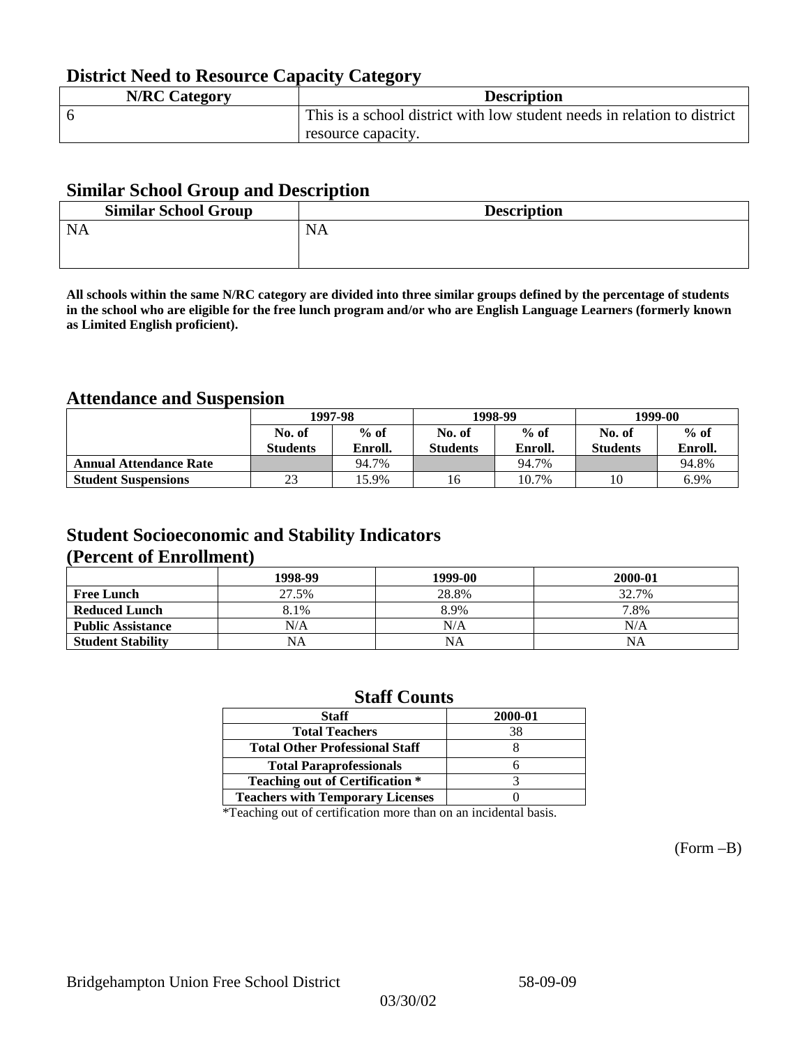## District Need to Resource Capacity Category

| N/RC Category | Description |
|---|---|
| 6 | This is a school district with low student needs in relation to district resource capacity. |

## Similar School Group and Description

| Similar School Group | Description |
|---|---|
| NA | NA |

**All schools within the same N/RC category are divided into three similar groups defined by the percentage of students in the school who are eligible for the free lunch program and/or who are English Language Learners (formerly known as Limited English proficient).**

## Attendance and Suspension

| | 1997-98 | | 1998-99 | | 1999-00 | |
|---|---|---|---|---|---|---|
| | No. of Students | % of Enroll. | No. of Students | % of Enroll. | No. of Students | % of Enroll. |
| **Annual Attendance Rate** | | 94.7% | | 94.7% | | 94.8% |
| **Student Suspensions** | 23 | 15.9% | 16 | 10.7% | 10 | 6.9% |

## Student Socioeconomic and Stability Indicators (Percent of Enrollment)

| | 1998-99 | 1999-00 | 2000-01 |
|---|---|---|---|
| **Free Lunch** | 27.5% | 28.8% | 32.7% |
| **Reduced Lunch** | 8.1% | 8.9% | 7.8% |
| **Public Assistance** | N/A | N/A | N/A |
| **Student Stability** | NA | NA | NA |

## Staff Counts

| Staff | 2000-01 |
|---|---|
| Total Teachers | 38 |
| Total Other Professional Staff | 8 |
| Total Paraprofessionals | 6 |
| Teaching out of Certification * | 3 |
| Teachers with Temporary Licenses | 0 |

*Teaching out of certification more than on an incidental basis.

(Form –B)

Bridgehampton Union Free School District 58-09-09

03/30/02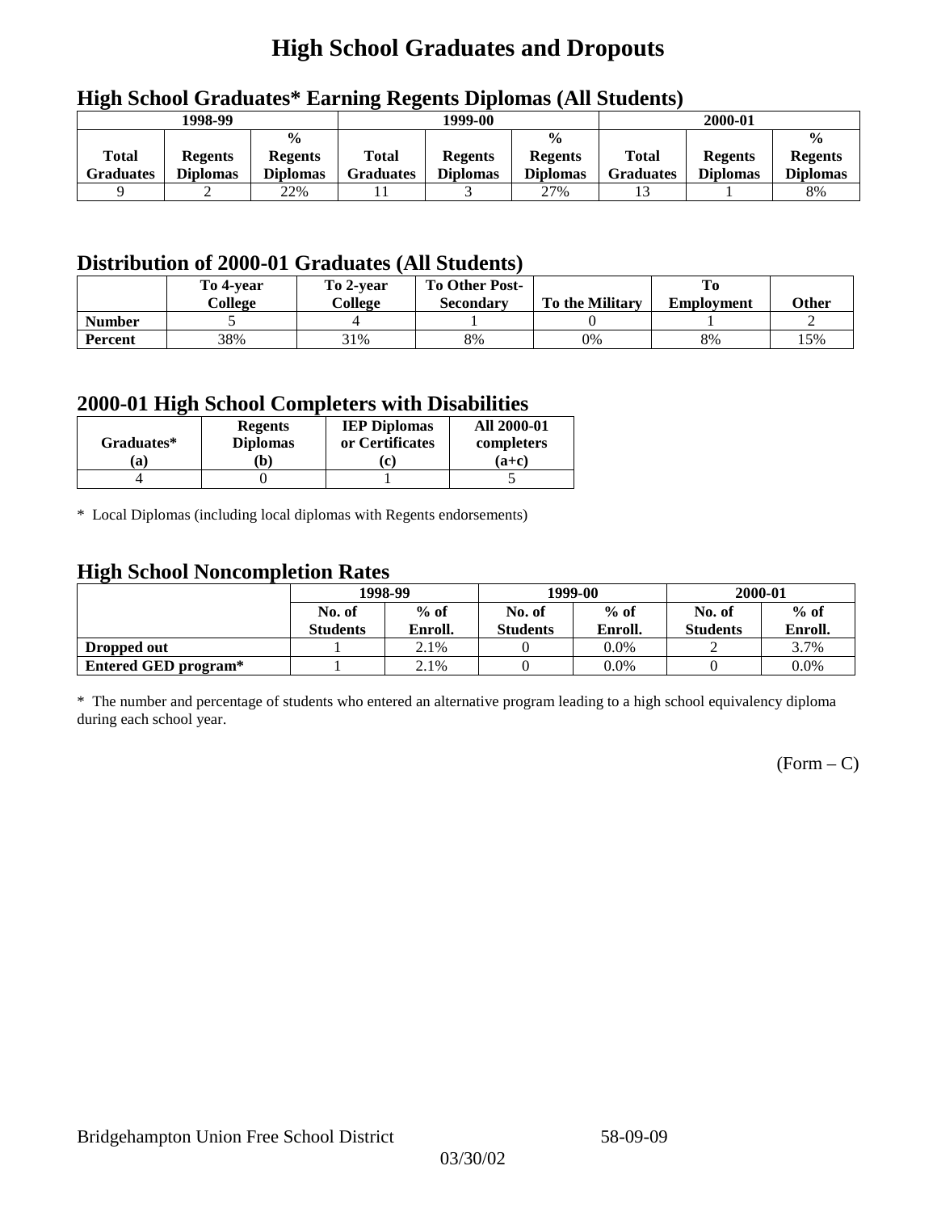# High School Graduates and Dropouts

## High School Graduates* Earning Regents Diplomas (All Students)

| 1998-99 | | | 1999-00 | | | 2000-01 | | |
|---|---|---|---|---|---|---|---|---|
| Total Graduates | Regents Diplomas | % Regents Diplomas | Total Graduates | Regents Diplomas | % Regents Diplomas | Total Graduates | Regents Diplomas | % Regents Diplomas |
| 9 | 2 | 22% | 11 | 3 | 27% | 13 | 1 | 8% |

## Distribution of 2000-01 Graduates (All Students)

| | To 4-year College | To 2-year College | To Other Post-Secondary | To the Military | To Employment | Other |
|---|---|---|---|---|---|---|
| **Number** | 5 | 4 | 1 | 0 | 1 | 2 |
| **Percent** | 38% | 31% | 8% | 0% | 8% | 15% |

## 2000-01 High School Completers with Disabilities

| Graduates* (a) | Regents Diplomas (b) | IEP Diplomas or Certificates (c) | All 2000-01 completers (a+c) |
|---|---|---|---|
| 4 | 0 | 1 | 5 |

* Local Diplomas (including local diplomas with Regents endorsements)

## High School Noncompletion Rates

| | 1998-99 | | 1999-00 | | 2000-01 | |
|---|---|---|---|---|---|---|
| | No. of Students | % of Enroll. | No. of Students | % of Enroll. | No. of Students | % of Enroll. |
| **Dropped out** | 1 | 2.1% | 0 | 0.0% | 2 | 3.7% |
| **Entered GED program*** | 1 | 2.1% | 0 | 0.0% | 0 | 0.0% |

* The number and percentage of students who entered an alternative program leading to a high school equivalency diploma during each school year.

(Form – C)

Bridgehampton Union Free School District 58-09-09

03/30/02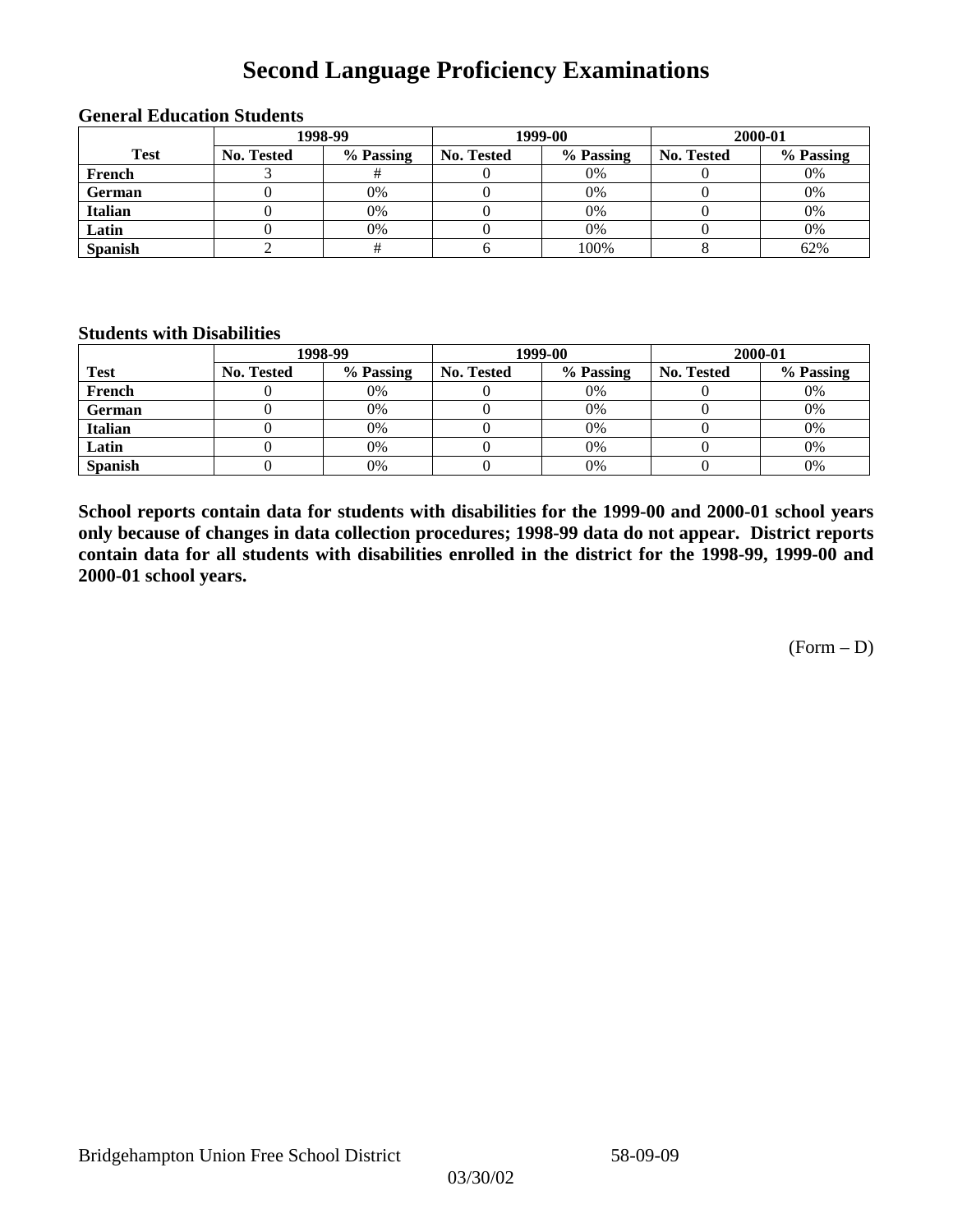# Second Language Proficiency Examinations

### General Education Students

| Test | 1998-99 | | 1999-00 | | 2000-01 | |
|---|---|---|---|---|---|---|
| | No. Tested | % Passing | No. Tested | % Passing | No. Tested | % Passing |
| French | 3 | # | 0 | 0% | 0 | 0% |
| German | 0 | 0% | 0 | 0% | 0 | 0% |
| Italian | 0 | 0% | 0 | 0% | 0 | 0% |
| Latin | 0 | 0% | 0 | 0% | 0 | 0% |
| Spanish | 2 | # | 6 | 100% | 8 | 62% |

### Students with Disabilities

| Test | 1998-99 | | 1999-00 | | 2000-01 | |
|---|---|---|---|---|---|---|
| | No. Tested | % Passing | No. Tested | % Passing | No. Tested | % Passing |
| French | 0 | 0% | 0 | 0% | 0 | 0% |
| German | 0 | 0% | 0 | 0% | 0 | 0% |
| Italian | 0 | 0% | 0 | 0% | 0 | 0% |
| Latin | 0 | 0% | 0 | 0% | 0 | 0% |
| Spanish | 0 | 0% | 0 | 0% | 0 | 0% |

**School reports contain data for students with disabilities for the 1999-00 and 2000-01 school years only because of changes in data collection procedures; 1998-99 data do not appear. District reports contain data for all students with disabilities enrolled in the district for the 1998-99, 1999-00 and 2000-01 school years.**

(Form – D)

Bridgehampton Union Free School District 58-09-09

03/30/02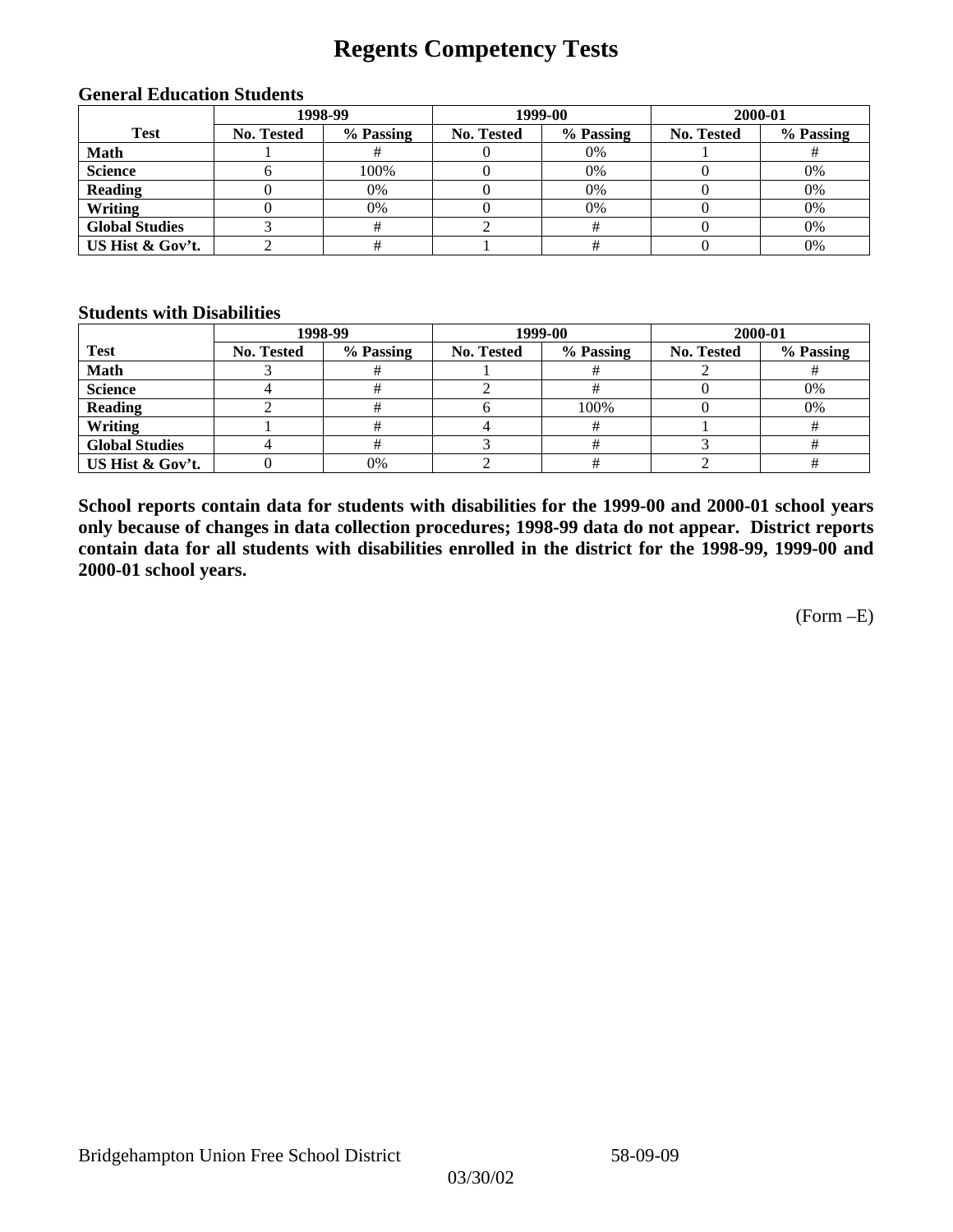# Regents Competency Tests

### General Education Students

| Test | 1998-99 | | 1999-00 | | 2000-01 | |
|---|---|---|---|---|---|---|
| | No. Tested | % Passing | No. Tested | % Passing | No. Tested | % Passing |
| **Math** | 1 | # | 0 | 0% | 1 | # |
| **Science** | 6 | 100% | 0 | 0% | 0 | 0% |
| **Reading** | 0 | 0% | 0 | 0% | 0 | 0% |
| **Writing** | 0 | 0% | 0 | 0% | 0 | 0% |
| **Global Studies** | 3 | # | 2 | # | 0 | 0% |
| **US Hist & Gov't.** | 2 | # | 1 | # | 0 | 0% |

### Students with Disabilities

| Test | 1998-99 | | 1999-00 | | 2000-01 | |
|---|---|---|---|---|---|---|
| | No. Tested | % Passing | No. Tested | % Passing | No. Tested | % Passing |
| **Math** | 3 | # | 1 | # | 2 | # |
| **Science** | 4 | # | 2 | # | 0 | 0% |
| **Reading** | 2 | # | 6 | 100% | 0 | 0% |
| **Writing** | 1 | # | 4 | # | 1 | # |
| **Global Studies** | 4 | # | 3 | # | 3 | # |
| **US Hist & Gov't.** | 0 | 0% | 2 | # | 2 | # |

**School reports contain data for students with disabilities for the 1999-00 and 2000-01 school years only because of changes in data collection procedures; 1998-99 data do not appear. District reports contain data for all students with disabilities enrolled in the district for the 1998-99, 1999-00 and 2000-01 school years.**

(Form –E)

Bridgehampton Union Free School District 58-09-09

03/30/02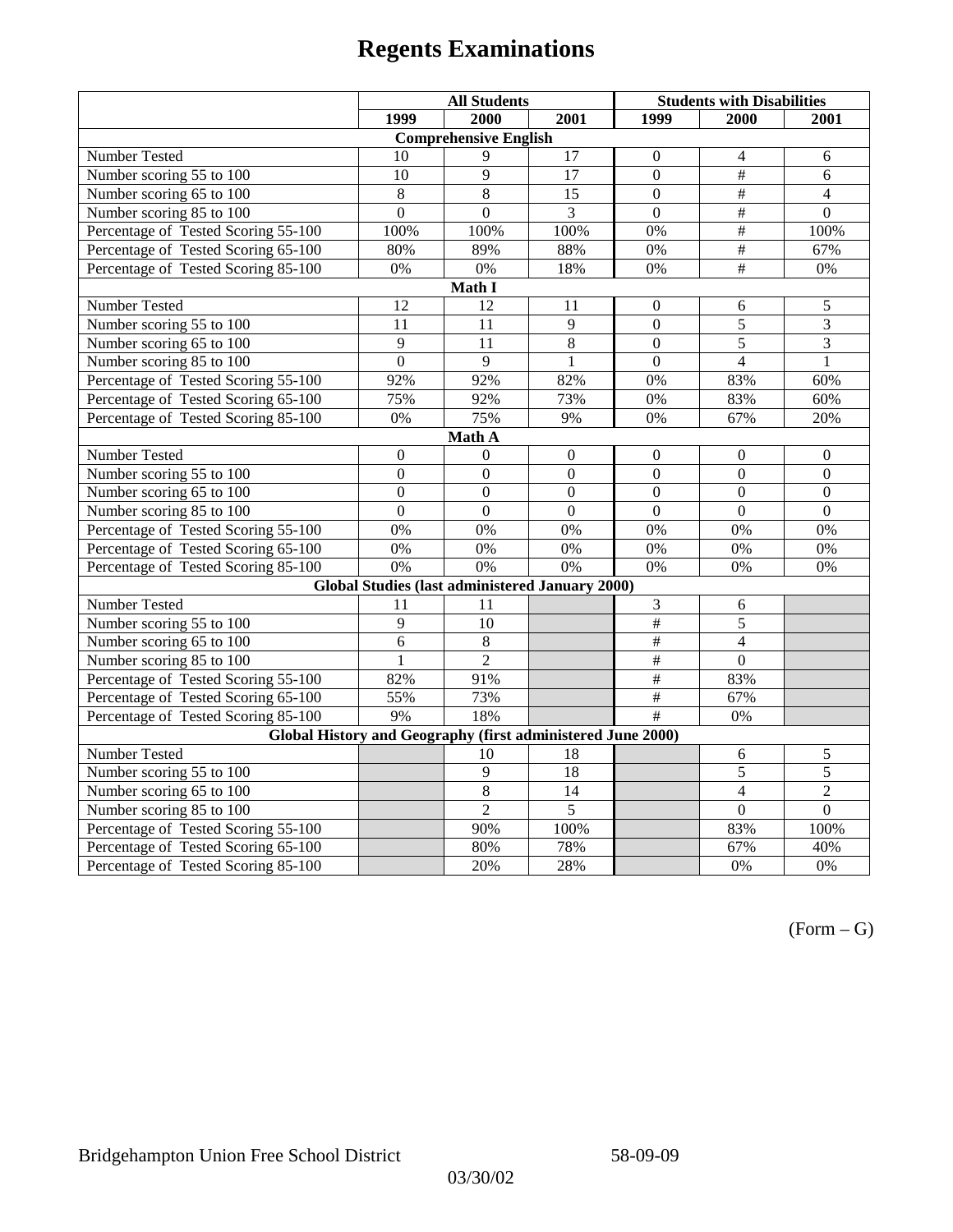# Regents Examinations

| | All Students | | | Students with Disabilities | | |
|---|---|---|---|---|---|---|
| | 1999 | 2000 | 2001 | 1999 | 2000 | 2001 |
| **Comprehensive English** | | | | | | |
| Number Tested | 10 | 9 | 17 | 0 | 4 | 6 |
| Number scoring 55 to 100 | 10 | 9 | 17 | 0 | # | 6 |
| Number scoring 65 to 100 | 8 | 8 | 15 | 0 | # | 4 |
| Number scoring 85 to 100 | 0 | 0 | 3 | 0 | # | 0 |
| Percentage of Tested Scoring 55-100 | 100% | 100% | 100% | 0% | # | 100% |
| Percentage of Tested Scoring 65-100 | 80% | 89% | 88% | 0% | # | 67% |
| Percentage of Tested Scoring 85-100 | 0% | 0% | 18% | 0% | # | 0% |
| **Math I** | | | | | | |
| Number Tested | 12 | 12 | 11 | 0 | 6 | 5 |
| Number scoring 55 to 100 | 11 | 11 | 9 | 0 | 5 | 3 |
| Number scoring 65 to 100 | 9 | 11 | 8 | 0 | 5 | 3 |
| Number scoring 85 to 100 | 0 | 9 | 1 | 0 | 4 | 1 |
| Percentage of Tested Scoring 55-100 | 92% | 92% | 82% | 0% | 83% | 60% |
| Percentage of Tested Scoring 65-100 | 75% | 92% | 73% | 0% | 83% | 60% |
| Percentage of Tested Scoring 85-100 | 0% | 75% | 9% | 0% | 67% | 20% |
| **Math A** | | | | | | |
| Number Tested | 0 | 0 | 0 | 0 | 0 | 0 |
| Number scoring 55 to 100 | 0 | 0 | 0 | 0 | 0 | 0 |
| Number scoring 65 to 100 | 0 | 0 | 0 | 0 | 0 | 0 |
| Number scoring 85 to 100 | 0 | 0 | 0 | 0 | 0 | 0 |
| Percentage of Tested Scoring 55-100 | 0% | 0% | 0% | 0% | 0% | 0% |
| Percentage of Tested Scoring 65-100 | 0% | 0% | 0% | 0% | 0% | 0% |
| Percentage of Tested Scoring 85-100 | 0% | 0% | 0% | 0% | 0% | 0% |
| **Global Studies (last administered January 2000)** | | | | | | |
| Number Tested | 11 | 11 | | 3 | 6 | |
| Number scoring 55 to 100 | 9 | 10 | | # | 5 | |
| Number scoring 65 to 100 | 6 | 8 | | # | 4 | |
| Number scoring 85 to 100 | 1 | 2 | | # | 0 | |
| Percentage of Tested Scoring 55-100 | 82% | 91% | | # | 83% | |
| Percentage of Tested Scoring 65-100 | 55% | 73% | | # | 67% | |
| Percentage of Tested Scoring 85-100 | 9% | 18% | | # | 0% | |
| **Global History and Geography (first administered June 2000)** | | | | | | |
| Number Tested | | 10 | 18 | | 6 | 5 |
| Number scoring 55 to 100 | | 9 | 18 | | 5 | 5 |
| Number scoring 65 to 100 | | 8 | 14 | | 4 | 2 |
| Number scoring 85 to 100 | | 2 | 5 | | 0 | 0 |
| Percentage of Tested Scoring 55-100 | | 90% | 100% | | 83% | 100% |
| Percentage of Tested Scoring 65-100 | | 80% | 78% | | 67% | 40% |
| Percentage of Tested Scoring 85-100 | | 20% | 28% | | 0% | 0% |

(Form – G)

Bridgehampton Union Free School District 58-09-09

03/30/02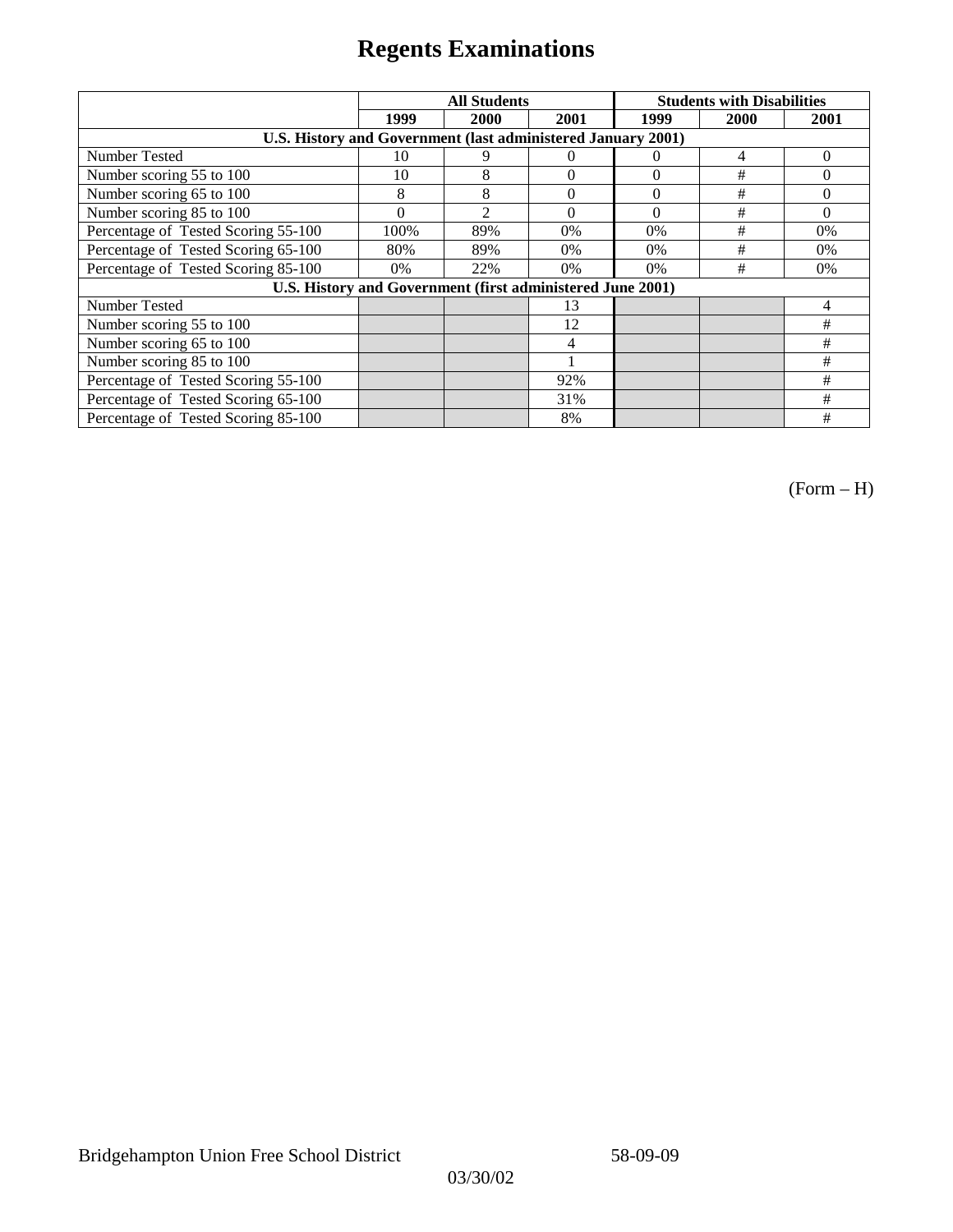# Regents Examinations

| | All Students | | | Students with Disabilities | | |
|---|---|---|---|---|---|---|
| | 1999 | 2000 | 2001 | 1999 | 2000 | 2001 |
| **U.S. History and Government (last administered January 2001)** | | | | | | |
| Number Tested | 10 | 9 | 0 | 0 | 4 | 0 |
| Number scoring 55 to 100 | 10 | 8 | 0 | 0 | # | 0 |
| Number scoring 65 to 100 | 8 | 8 | 0 | 0 | # | 0 |
| Number scoring 85 to 100 | 0 | 2 | 0 | 0 | # | 0 |
| Percentage of Tested Scoring 55-100 | 100% | 89% | 0% | 0% | # | 0% |
| Percentage of Tested Scoring 65-100 | 80% | 89% | 0% | 0% | # | 0% |
| Percentage of Tested Scoring 85-100 | 0% | 22% | 0% | 0% | # | 0% |
| **U.S. History and Government (first administered June 2001)** | | | | | | |
| Number Tested | | | 13 | | | 4 |
| Number scoring 55 to 100 | | | 12 | | | # |
| Number scoring 65 to 100 | | | 4 | | | # |
| Number scoring 85 to 100 | | | 1 | | | # |
| Percentage of Tested Scoring 55-100 | | | 92% | | | # |
| Percentage of Tested Scoring 65-100 | | | 31% | | | # |
| Percentage of Tested Scoring 85-100 | | | 8% | | | # |

(Form – H)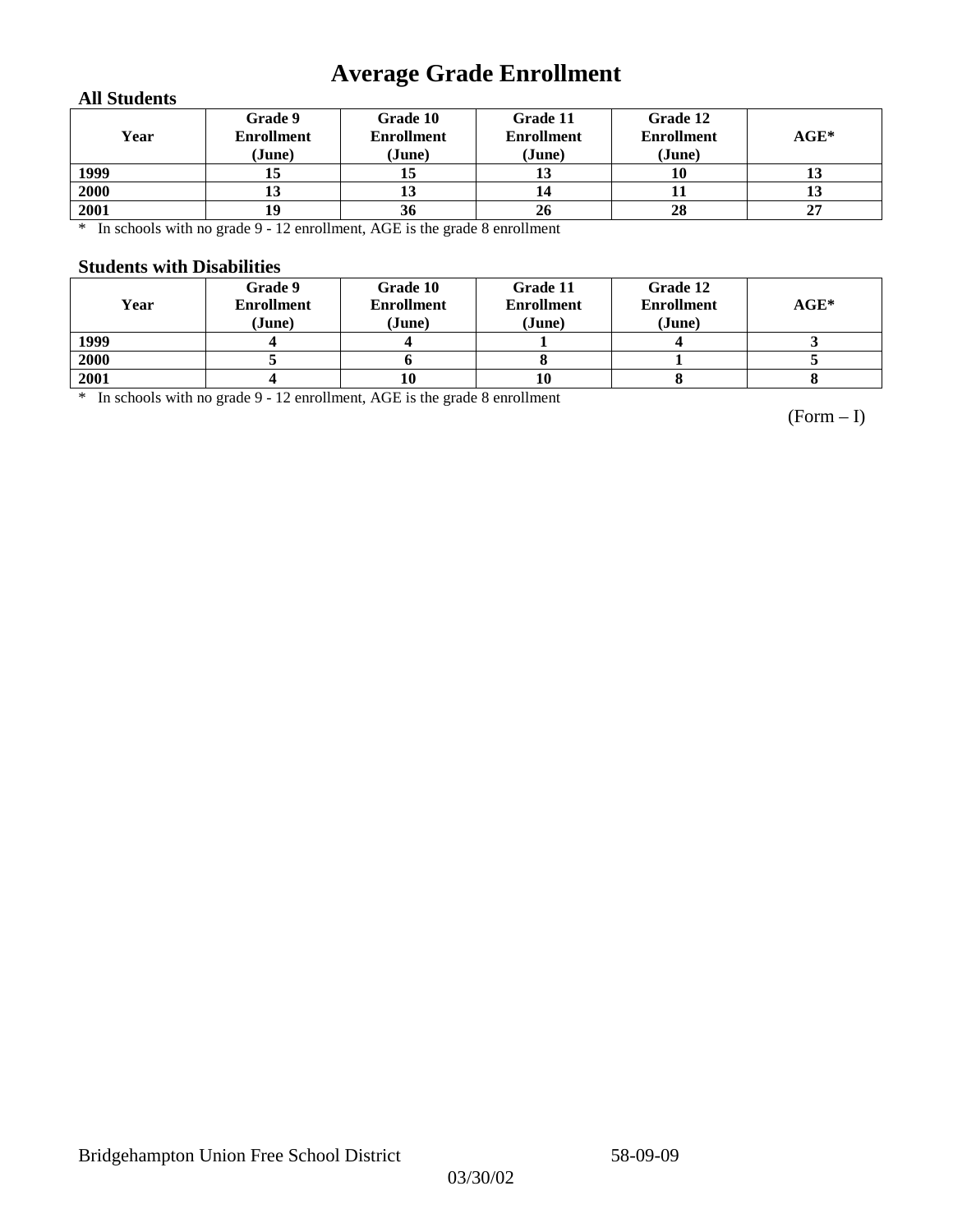# Average Grade Enrollment

### All Students

| Year | Grade 9 Enrollment (June) | Grade 10 Enrollment (June) | Grade 11 Enrollment (June) | Grade 12 Enrollment (June) | AGE* |
|---|---|---|---|---|---|
| 1999 | 15 | 15 | 13 | 10 | 13 |
| 2000 | 13 | 13 | 14 | 11 | 13 |
| 2001 | 19 | 36 | 26 | 28 | 27 |

* In schools with no grade 9 - 12 enrollment, AGE is the grade 8 enrollment

### Students with Disabilities

| Year | Grade 9 Enrollment (June) | Grade 10 Enrollment (June) | Grade 11 Enrollment (June) | Grade 12 Enrollment (June) | AGE* |
|---|---|---|---|---|---|
| 1999 | 4 | 4 | 1 | 4 | 3 |
| 2000 | 5 | 6 | 8 | 1 | 5 |
| 2001 | 4 | 10 | 10 | 8 | 8 |

* In schools with no grade 9 - 12 enrollment, AGE is the grade 8 enrollment

(Form – I)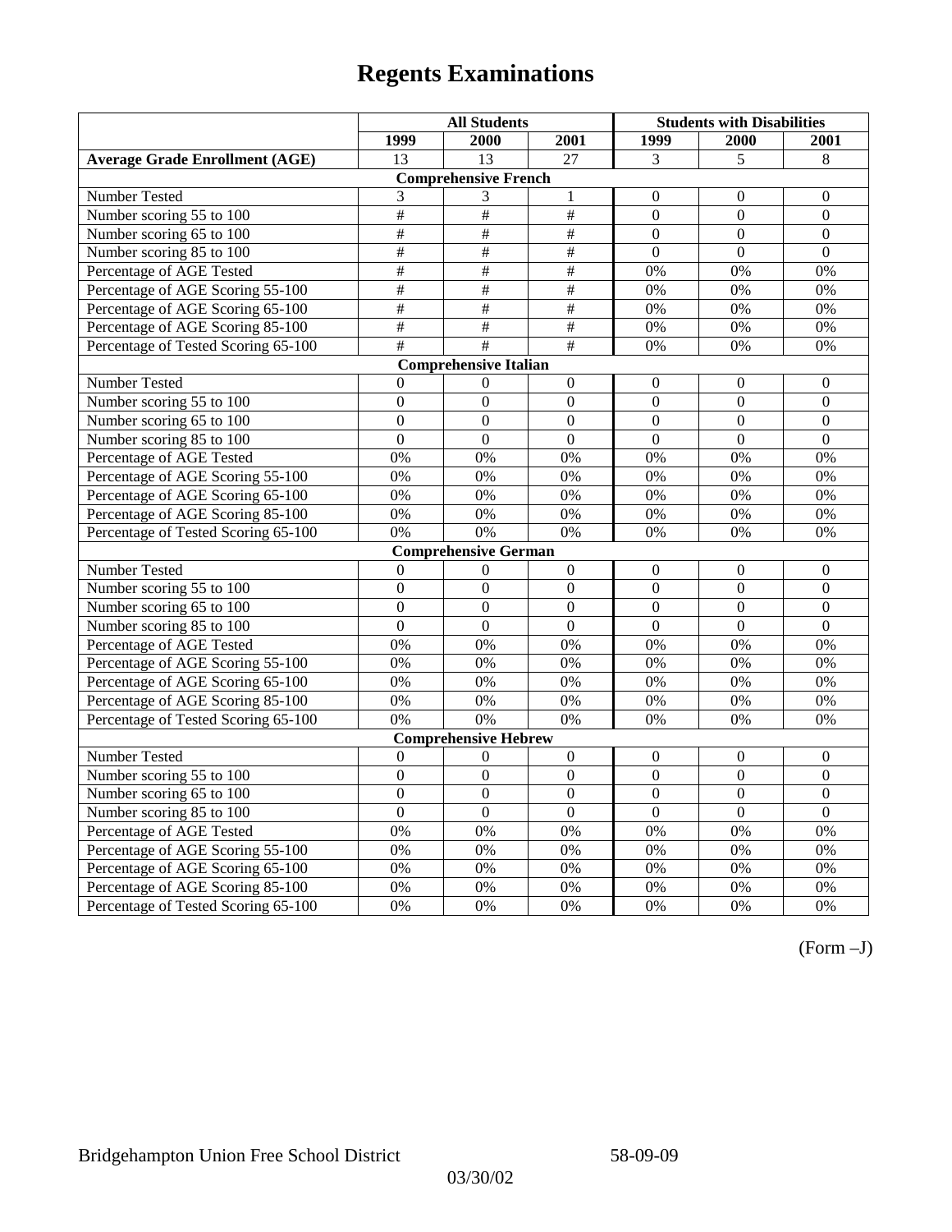# Regents Examinations

| | All Students | | | Students with Disabilities | | |
|---|---|---|---|---|---|---|
| | 1999 | 2000 | 2001 | 1999 | 2000 | 2001 |
| **Average Grade Enrollment (AGE)** | 13 | 13 | 27 | 3 | 5 | 8 |
| **Comprehensive French** | | | | | | |
| Number Tested | 3 | 3 | 1 | 0 | 0 | 0 |
| Number scoring 55 to 100 | # | # | # | 0 | 0 | 0 |
| Number scoring 65 to 100 | # | # | # | 0 | 0 | 0 |
| Number scoring 85 to 100 | # | # | # | 0 | 0 | 0 |
| Percentage of AGE Tested | # | # | # | 0% | 0% | 0% |
| Percentage of AGE Scoring 55-100 | # | # | # | 0% | 0% | 0% |
| Percentage of AGE Scoring 65-100 | # | # | # | 0% | 0% | 0% |
| Percentage of AGE Scoring 85-100 | # | # | # | 0% | 0% | 0% |
| Percentage of Tested Scoring 65-100 | # | # | # | 0% | 0% | 0% |
| **Comprehensive Italian** | | | | | | |
| Number Tested | 0 | 0 | 0 | 0 | 0 | 0 |
| Number scoring 55 to 100 | 0 | 0 | 0 | 0 | 0 | 0 |
| Number scoring 65 to 100 | 0 | 0 | 0 | 0 | 0 | 0 |
| Number scoring 85 to 100 | 0 | 0 | 0 | 0 | 0 | 0 |
| Percentage of AGE Tested | 0% | 0% | 0% | 0% | 0% | 0% |
| Percentage of AGE Scoring 55-100 | 0% | 0% | 0% | 0% | 0% | 0% |
| Percentage of AGE Scoring 65-100 | 0% | 0% | 0% | 0% | 0% | 0% |
| Percentage of AGE Scoring 85-100 | 0% | 0% | 0% | 0% | 0% | 0% |
| Percentage of Tested Scoring 65-100 | 0% | 0% | 0% | 0% | 0% | 0% |
| **Comprehensive German** | | | | | | |
| Number Tested | 0 | 0 | 0 | 0 | 0 | 0 |
| Number scoring 55 to 100 | 0 | 0 | 0 | 0 | 0 | 0 |
| Number scoring 65 to 100 | 0 | 0 | 0 | 0 | 0 | 0 |
| Number scoring 85 to 100 | 0 | 0 | 0 | 0 | 0 | 0 |
| Percentage of AGE Tested | 0% | 0% | 0% | 0% | 0% | 0% |
| Percentage of AGE Scoring 55-100 | 0% | 0% | 0% | 0% | 0% | 0% |
| Percentage of AGE Scoring 65-100 | 0% | 0% | 0% | 0% | 0% | 0% |
| Percentage of AGE Scoring 85-100 | 0% | 0% | 0% | 0% | 0% | 0% |
| Percentage of Tested Scoring 65-100 | 0% | 0% | 0% | 0% | 0% | 0% |
| **Comprehensive Hebrew** | | | | | | |
| Number Tested | 0 | 0 | 0 | 0 | 0 | 0 |
| Number scoring 55 to 100 | 0 | 0 | 0 | 0 | 0 | 0 |
| Number scoring 65 to 100 | 0 | 0 | 0 | 0 | 0 | 0 |
| Number scoring 85 to 100 | 0 | 0 | 0 | 0 | 0 | 0 |
| Percentage of AGE Tested | 0% | 0% | 0% | 0% | 0% | 0% |
| Percentage of AGE Scoring 55-100 | 0% | 0% | 0% | 0% | 0% | 0% |
| Percentage of AGE Scoring 65-100 | 0% | 0% | 0% | 0% | 0% | 0% |
| Percentage of AGE Scoring 85-100 | 0% | 0% | 0% | 0% | 0% | 0% |
| Percentage of Tested Scoring 65-100 | 0% | 0% | 0% | 0% | 0% | 0% |

(Form –J)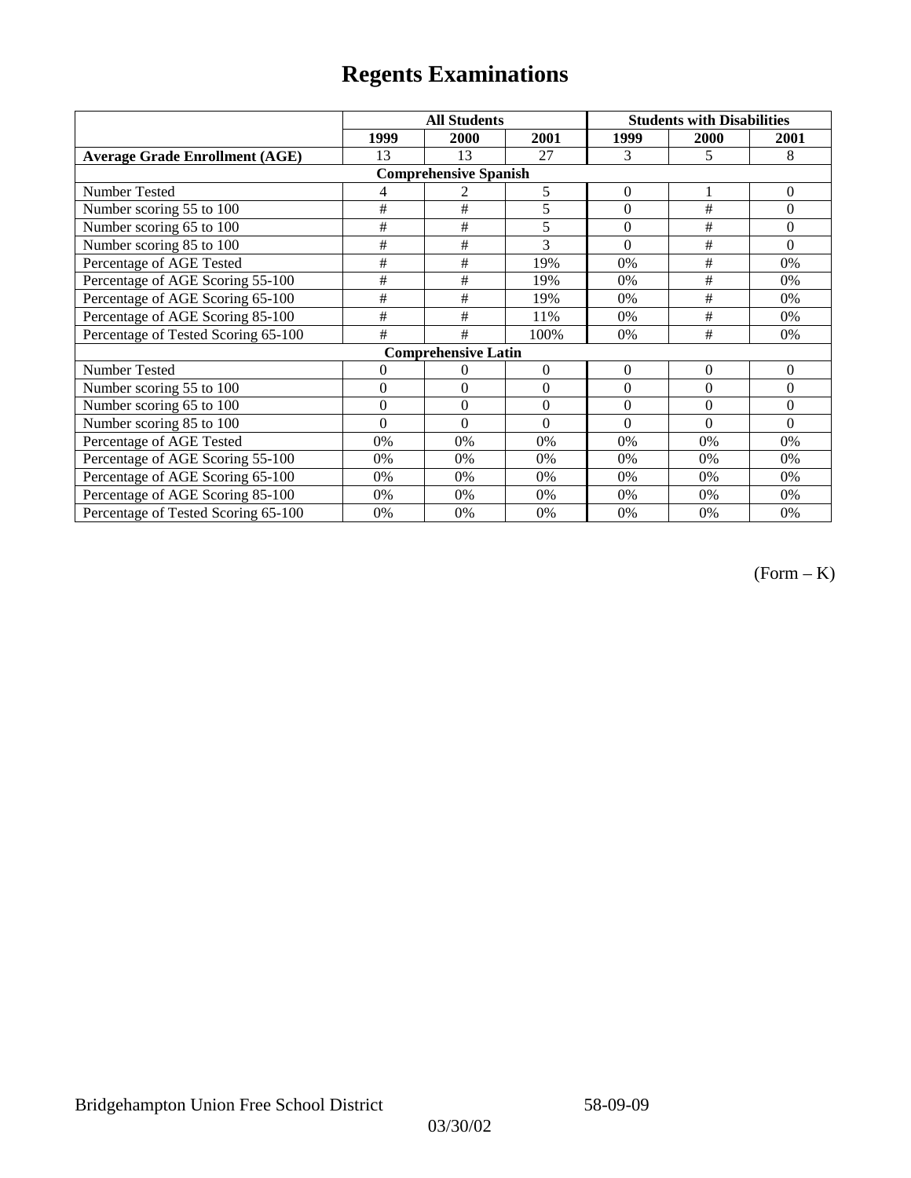# Regents Examinations

| | All Students | | | Students with Disabilities | | |
|---|---|---|---|---|---|---|
| | 1999 | 2000 | 2001 | 1999 | 2000 | 2001 |
| **Average Grade Enrollment (AGE)** | 13 | 13 | 27 | 3 | 5 | 8 |
| **Comprehensive Spanish** | | | | | | |
| Number Tested | 4 | 2 | 5 | 0 | 1 | 0 |
| Number scoring 55 to 100 | # | # | 5 | 0 | # | 0 |
| Number scoring 65 to 100 | # | # | 5 | 0 | # | 0 |
| Number scoring 85 to 100 | # | # | 3 | 0 | # | 0 |
| Percentage of AGE Tested | # | # | 19% | 0% | # | 0% |
| Percentage of AGE Scoring 55-100 | # | # | 19% | 0% | # | 0% |
| Percentage of AGE Scoring 65-100 | # | # | 19% | 0% | # | 0% |
| Percentage of AGE Scoring 85-100 | # | # | 11% | 0% | # | 0% |
| Percentage of Tested Scoring 65-100 | # | # | 100% | 0% | # | 0% |
| **Comprehensive Latin** | | | | | | |
| Number Tested | 0 | 0 | 0 | 0 | 0 | 0 |
| Number scoring 55 to 100 | 0 | 0 | 0 | 0 | 0 | 0 |
| Number scoring 65 to 100 | 0 | 0 | 0 | 0 | 0 | 0 |
| Number scoring 85 to 100 | 0 | 0 | 0 | 0 | 0 | 0 |
| Percentage of AGE Tested | 0% | 0% | 0% | 0% | 0% | 0% |
| Percentage of AGE Scoring 55-100 | 0% | 0% | 0% | 0% | 0% | 0% |
| Percentage of AGE Scoring 65-100 | 0% | 0% | 0% | 0% | 0% | 0% |
| Percentage of AGE Scoring 85-100 | 0% | 0% | 0% | 0% | 0% | 0% |
| Percentage of Tested Scoring 65-100 | 0% | 0% | 0% | 0% | 0% | 0% |

(Form – K)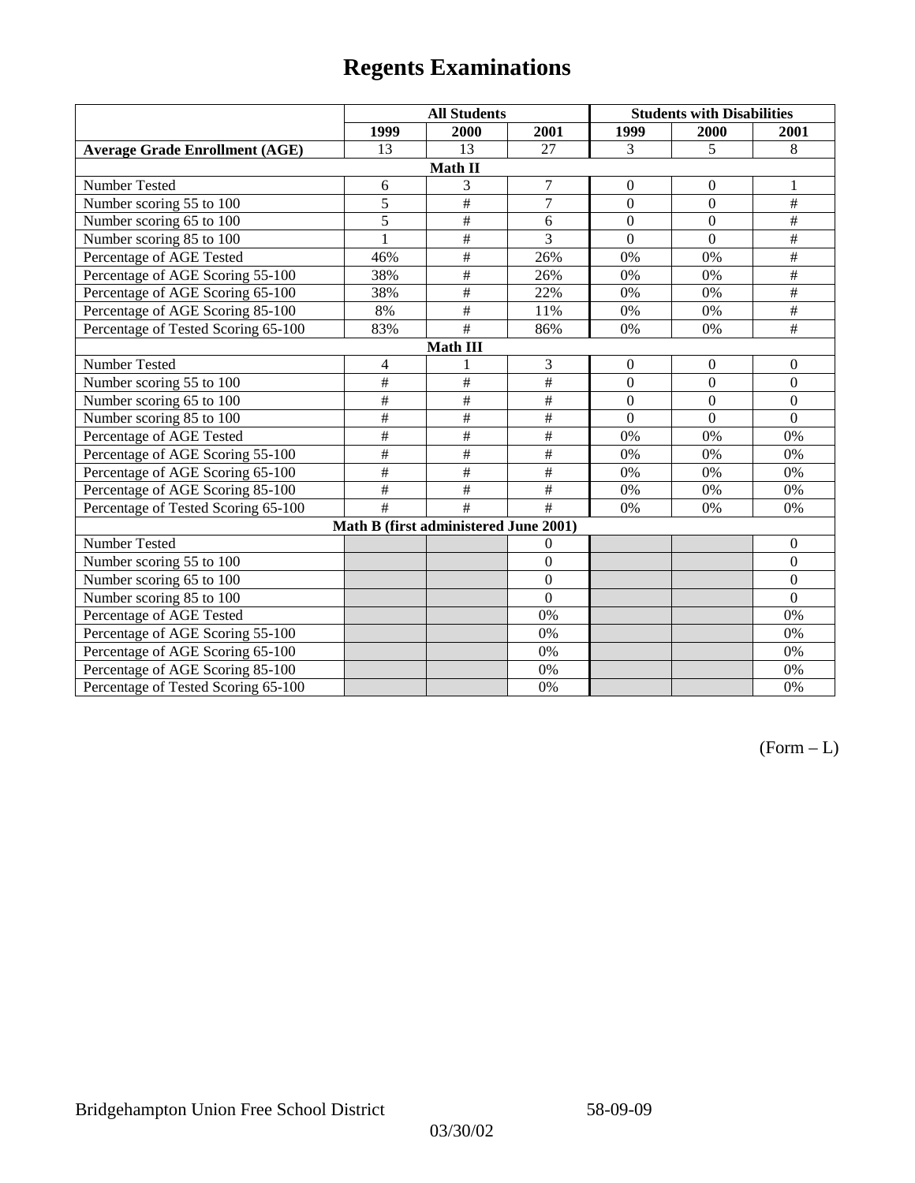# Regents Examinations

| | All Students | | | Students with Disabilities | | |
|---|---|---|---|---|---|---|
| | 1999 | 2000 | 2001 | 1999 | 2000 | 2001 |
| **Average Grade Enrollment (AGE)** | 13 | 13 | 27 | 3 | 5 | 8 |
| **Math II** | | | | | | |
| Number Tested | 6 | 3 | 7 | 0 | 0 | 1 |
| Number scoring 55 to 100 | 5 | # | 7 | 0 | 0 | # |
| Number scoring 65 to 100 | 5 | # | 6 | 0 | 0 | # |
| Number scoring 85 to 100 | 1 | # | 3 | 0 | 0 | # |
| Percentage of AGE Tested | 46% | # | 26% | 0% | 0% | # |
| Percentage of AGE Scoring 55-100 | 38% | # | 26% | 0% | 0% | # |
| Percentage of AGE Scoring 65-100 | 38% | # | 22% | 0% | 0% | # |
| Percentage of AGE Scoring 85-100 | 8% | # | 11% | 0% | 0% | # |
| Percentage of Tested Scoring 65-100 | 83% | # | 86% | 0% | 0% | # |
| **Math III** | | | | | | |
| Number Tested | 4 | 1 | 3 | 0 | 0 | 0 |
| Number scoring 55 to 100 | # | # | # | 0 | 0 | 0 |
| Number scoring 65 to 100 | # | # | # | 0 | 0 | 0 |
| Number scoring 85 to 100 | # | # | # | 0 | 0 | 0 |
| Percentage of AGE Tested | # | # | # | 0% | 0% | 0% |
| Percentage of AGE Scoring 55-100 | # | # | # | 0% | 0% | 0% |
| Percentage of AGE Scoring 65-100 | # | # | # | 0% | 0% | 0% |
| Percentage of AGE Scoring 85-100 | # | # | # | 0% | 0% | 0% |
| Percentage of Tested Scoring 65-100 | # | # | # | 0% | 0% | 0% |
| **Math B (first administered June 2001)** | | | | | | |
| Number Tested | | | 0 | | | 0 |
| Number scoring 55 to 100 | | | 0 | | | 0 |
| Number scoring 65 to 100 | | | 0 | | | 0 |
| Number scoring 85 to 100 | | | 0 | | | 0 |
| Percentage of AGE Tested | | | 0% | | | 0% |
| Percentage of AGE Scoring 55-100 | | | 0% | | | 0% |
| Percentage of AGE Scoring 65-100 | | | 0% | | | 0% |
| Percentage of AGE Scoring 85-100 | | | 0% | | | 0% |
| Percentage of Tested Scoring 65-100 | | | 0% | | | 0% |

(Form – L)

Bridgehampton Union Free School District 58-09-09

03/30/02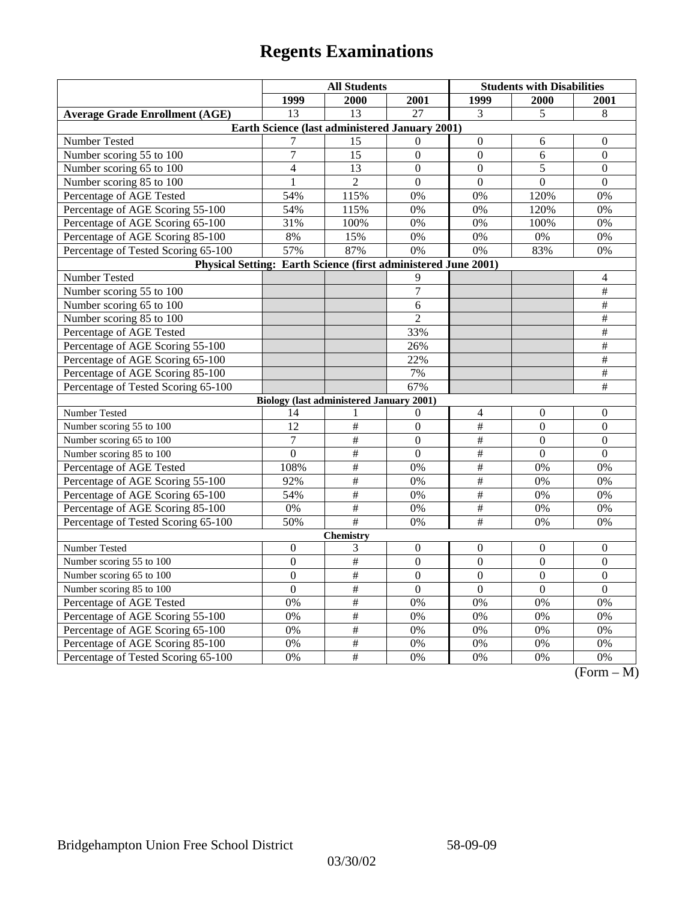# Regents Examinations

| | All Students | | | Students with Disabilities | | |
|---|---|---|---|---|---|---|
| | 1999 | 2000 | 2001 | 1999 | 2000 | 2001 |
| **Average Grade Enrollment (AGE)** | 13 | 13 | 27 | 3 | 5 | 8 |
| **Earth Science (last administered January 2001)** | | | | | | |
| Number Tested | 7 | 15 | 0 | 0 | 6 | 0 |
| Number scoring 55 to 100 | 7 | 15 | 0 | 0 | 6 | 0 |
| Number scoring 65 to 100 | 4 | 13 | 0 | 0 | 5 | 0 |
| Number scoring 85 to 100 | 1 | 2 | 0 | 0 | 0 | 0 |
| Percentage of AGE Tested | 54% | 115% | 0% | 0% | 120% | 0% |
| Percentage of AGE Scoring 55-100 | 54% | 115% | 0% | 0% | 120% | 0% |
| Percentage of AGE Scoring 65-100 | 31% | 100% | 0% | 0% | 100% | 0% |
| Percentage of AGE Scoring 85-100 | 8% | 15% | 0% | 0% | 0% | 0% |
| Percentage of Tested Scoring 65-100 | 57% | 87% | 0% | 0% | 83% | 0% |
| **Physical Setting: Earth Science (first administered June 2001)** | | | | | | |
| Number Tested | | | 9 | | | 4 |
| Number scoring 55 to 100 | | | 7 | | | # |
| Number scoring 65 to 100 | | | 6 | | | # |
| Number scoring 85 to 100 | | | 2 | | | # |
| Percentage of AGE Tested | | | 33% | | | # |
| Percentage of AGE Scoring 55-100 | | | 26% | | | # |
| Percentage of AGE Scoring 65-100 | | | 22% | | | # |
| Percentage of AGE Scoring 85-100 | | | 7% | | | # |
| Percentage of Tested Scoring 65-100 | | | 67% | | | # |
| **Biology (last administered January 2001)** | | | | | | |
| Number Tested | 14 | 1 | 0 | 4 | 0 | 0 |
| Number scoring 55 to 100 | 12 | # | 0 | # | 0 | 0 |
| Number scoring 65 to 100 | 7 | # | 0 | # | 0 | 0 |
| Number scoring 85 to 100 | 0 | # | 0 | # | 0 | 0 |
| Percentage of AGE Tested | 108% | # | 0% | # | 0% | 0% |
| Percentage of AGE Scoring 55-100 | 92% | # | 0% | # | 0% | 0% |
| Percentage of AGE Scoring 65-100 | 54% | # | 0% | # | 0% | 0% |
| Percentage of AGE Scoring 85-100 | 0% | # | 0% | # | 0% | 0% |
| Percentage of Tested Scoring 65-100 | 50% | # | 0% | # | 0% | 0% |
| **Chemistry** | | | | | | |
| Number Tested | 0 | 3 | 0 | 0 | 0 | 0 |
| Number scoring 55 to 100 | 0 | # | 0 | 0 | 0 | 0 |
| Number scoring 65 to 100 | 0 | # | 0 | 0 | 0 | 0 |
| Number scoring 85 to 100 | 0 | # | 0 | 0 | 0 | 0 |
| Percentage of AGE Tested | 0% | # | 0% | 0% | 0% | 0% |
| Percentage of AGE Scoring 55-100 | 0% | # | 0% | 0% | 0% | 0% |
| Percentage of AGE Scoring 65-100 | 0% | # | 0% | 0% | 0% | 0% |
| Percentage of AGE Scoring 85-100 | 0% | # | 0% | 0% | 0% | 0% |
| Percentage of Tested Scoring 65-100 | 0% | # | 0% | 0% | 0% | 0% |

(Form – M)

Bridgehampton Union Free School District 58-09-09

03/30/02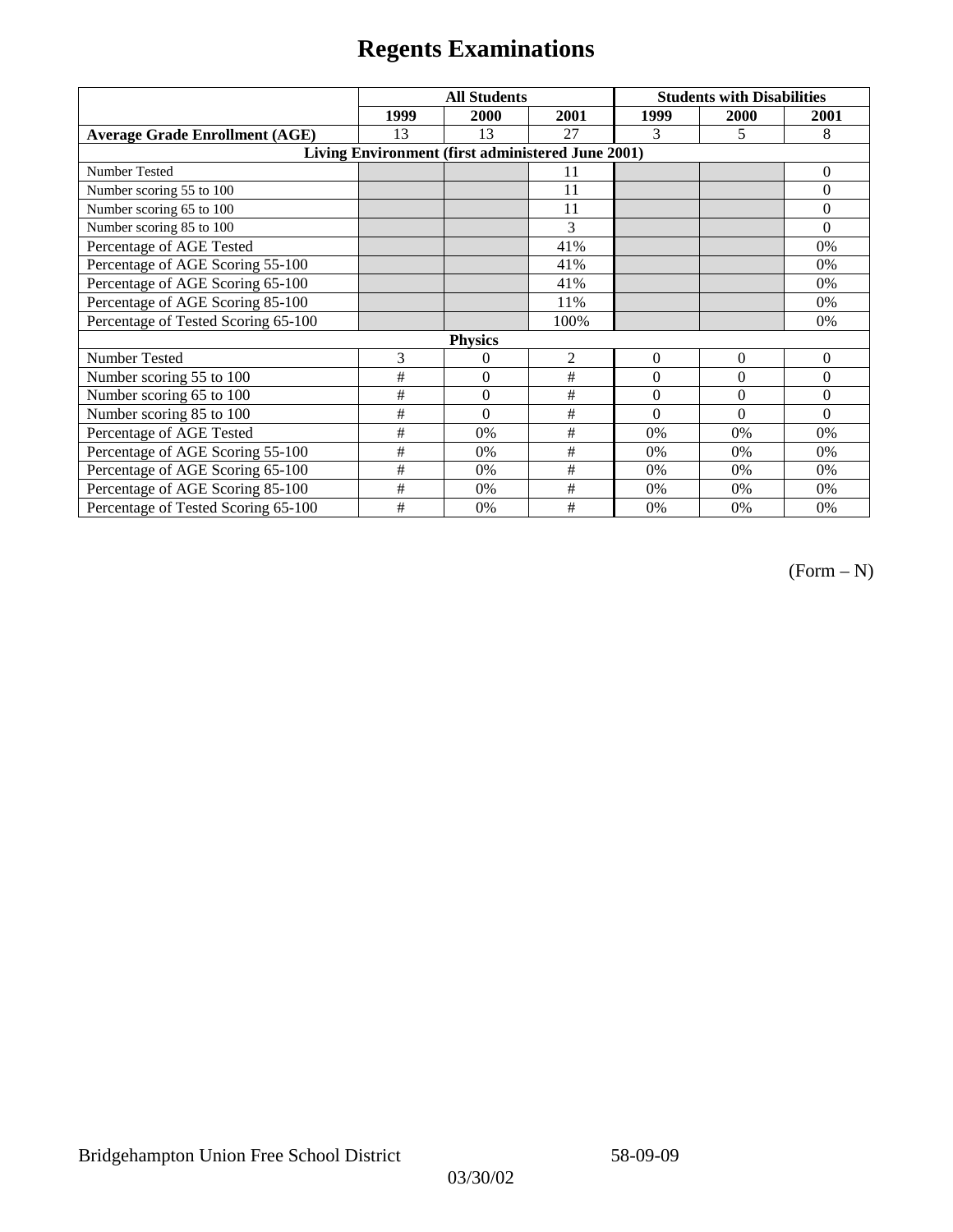# Regents Examinations

| | All Students | | | Students with Disabilities | | |
|---|---|---|---|---|---|---|
| | 1999 | 2000 | 2001 | 1999 | 2000 | 2001 |
| **Average Grade Enrollment (AGE)** | 13 | 13 | 27 | 3 | 5 | 8 |
| **Living Environment (first administered June 2001)** | | | | | | |
| Number Tested | | | 11 | | | 0 |
| Number scoring 55 to 100 | | | 11 | | | 0 |
| Number scoring 65 to 100 | | | 11 | | | 0 |
| Number scoring 85 to 100 | | | 3 | | | 0 |
| Percentage of AGE Tested | | | 41% | | | 0% |
| Percentage of AGE Scoring 55-100 | | | 41% | | | 0% |
| Percentage of AGE Scoring 65-100 | | | 41% | | | 0% |
| Percentage of AGE Scoring 85-100 | | | 11% | | | 0% |
| Percentage of Tested Scoring 65-100 | | | 100% | | | 0% |
| **Physics** | | | | | | |
| Number Tested | 3 | 0 | 2 | 0 | 0 | 0 |
| Number scoring 55 to 100 | # | 0 | # | 0 | 0 | 0 |
| Number scoring 65 to 100 | # | 0 | # | 0 | 0 | 0 |
| Number scoring 85 to 100 | # | 0 | # | 0 | 0 | 0 |
| Percentage of AGE Tested | # | 0% | # | 0% | 0% | 0% |
| Percentage of AGE Scoring 55-100 | # | 0% | # | 0% | 0% | 0% |
| Percentage of AGE Scoring 65-100 | # | 0% | # | 0% | 0% | 0% |
| Percentage of AGE Scoring 85-100 | # | 0% | # | 0% | 0% | 0% |
| Percentage of Tested Scoring 65-100 | # | 0% | # | 0% | 0% | 0% |

(Form – N)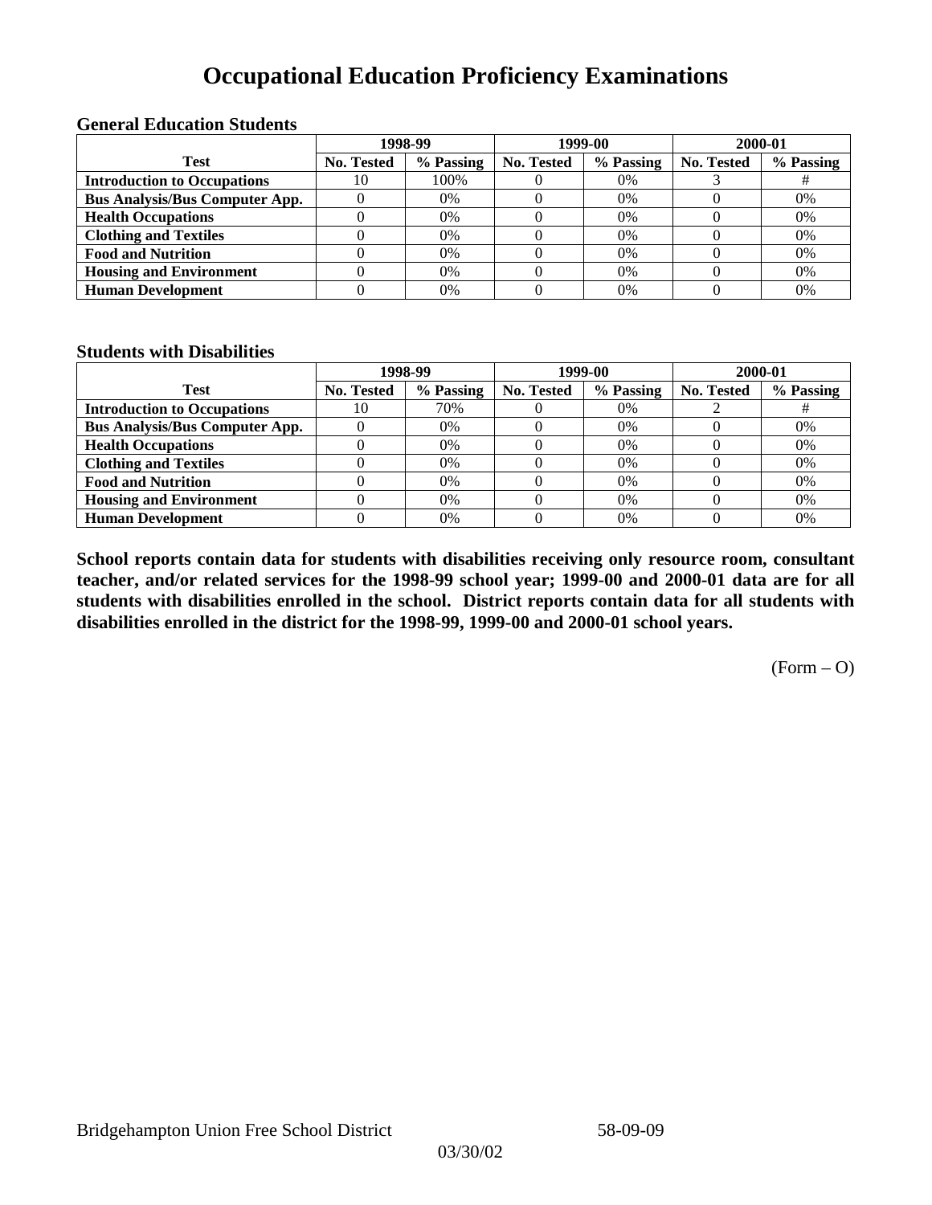# Occupational Education Proficiency Examinations

### General Education Students

| Test | 1998-99 | | 1999-00 | | 2000-01 | |
|---|---|---|---|---|---|---|
| | No. Tested | % Passing | No. Tested | % Passing | No. Tested | % Passing |
| **Introduction to Occupations** | 10 | 100% | 0 | 0% | 3 | # |
| **Bus Analysis/Bus Computer App.** | 0 | 0% | 0 | 0% | 0 | 0% |
| **Health Occupations** | 0 | 0% | 0 | 0% | 0 | 0% |
| **Clothing and Textiles** | 0 | 0% | 0 | 0% | 0 | 0% |
| **Food and Nutrition** | 0 | 0% | 0 | 0% | 0 | 0% |
| **Housing and Environment** | 0 | 0% | 0 | 0% | 0 | 0% |
| **Human Development** | 0 | 0% | 0 | 0% | 0 | 0% |

### Students with Disabilities

| Test | 1998-99 | | 1999-00 | | 2000-01 | |
|---|---|---|---|---|---|---|
| | No. Tested | % Passing | No. Tested | % Passing | No. Tested | % Passing |
| **Introduction to Occupations** | 10 | 70% | 0 | 0% | 2 | # |
| **Bus Analysis/Bus Computer App.** | 0 | 0% | 0 | 0% | 0 | 0% |
| **Health Occupations** | 0 | 0% | 0 | 0% | 0 | 0% |
| **Clothing and Textiles** | 0 | 0% | 0 | 0% | 0 | 0% |
| **Food and Nutrition** | 0 | 0% | 0 | 0% | 0 | 0% |
| **Housing and Environment** | 0 | 0% | 0 | 0% | 0 | 0% |
| **Human Development** | 0 | 0% | 0 | 0% | 0 | 0% |

**School reports contain data for students with disabilities receiving only resource room, consultant teacher, and/or related services for the 1998-99 school year; 1999-00 and 2000-01 data are for all students with disabilities enrolled in the school. District reports contain data for all students with disabilities enrolled in the district for the 1998-99, 1999-00 and 2000-01 school years.**

(Form – O)